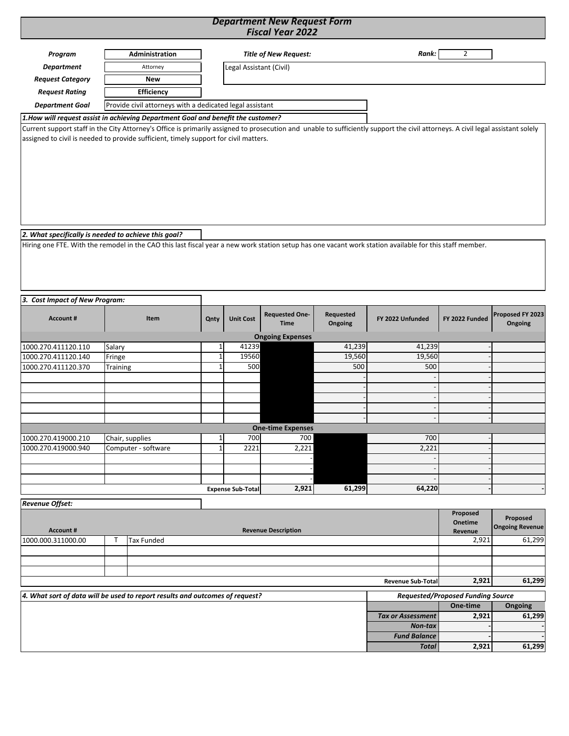# Department New Request Form
## Fiscal Year 2022

| | | | |
|---|---|---|---|
| ***Program*** | **Administration** | ***Title of New Request:*** | ***Rank:*** 2 |
| ***Department*** | Attorney | Legal Assistant (Civil) | |
| ***Request Category*** | **New** | | |
| ***Request Rating*** | **Efficiency** | | |
| ***Department Goal*** | Provide civil attorneys with a dedicated legal assistant | | |

***1.How will request assist in achieving Department Goal and benefit the customer?***

Current support staff in the City Attorney's Office is primarily assigned to prosecution and unable to sufficiently support the civil attorneys. A civil legal assistant solely assigned to civil is needed to provide sufficient, timely support for civil matters.

***2. What specifically is needed to achieve this goal?***

Hiring one FTE. With the remodel in the CAO this last fiscal year a new work station setup has one vacant work station available for this staff member.

***3. Cost Impact of New Program:***

| Account # | Item | Qnty | Unit Cost | Requested One-Time | Requested Ongoing | FY 2022 Unfunded | FY 2022 Funded | Proposed FY 2023 Ongoing |
|---|---|---|---|---|---|---|---|---|
| **Ongoing Expenses** | | | | | | | | |
| 1000.270.411120.110 | Salary | 1 | 41239 | | 41,239 | 41,239 | - | |
| 1000.270.411120.140 | Fringe | 1 | 19560 | | 19,560 | 19,560 | - | |
| 1000.270.411120.370 | Training | 1 | 500 | | 500 | 500 | - | |
| | | | | | - | - | - | |
| | | | | | - | - | - | |
| | | | | | - | - | - | |
| | | | | | - | - | - | |
| | | | | | - | - | - | |
| **One-time Expenses** | | | | | | | | |
| 1000.270.419000.210 | Chair, supplies | 1 | 700 | 700 | | 700 | - | |
| 1000.270.419000.940 | Computer - software | 1 | 2221 | 2,221 | | 2,221 | - | |
| | | | | - | | - | - | |
| | | | | - | | - | - | |
| | | | | - | | - | - | |
| | | | **Expense Sub-Total** | **2,921** | **61,299** | **64,220** | **-** | **-** |

***Revenue Offset:***

| Account # | | Revenue Description | Proposed Onetime Revenue | Proposed Ongoing Revenue |
|---|---|---|---|---|
| 1000.000.311000.00 | T | Tax Funded | 2,921 | 61,299 |
| | | | | |
| | | | | |
| | | | | |
| | | **Revenue Sub-Total** | **2,921** | **61,299** |

***4. What sort of data will be used to report results and outcomes of request?***

| ***Requested/Proposed Funding Source*** | One-time | Ongoing |
|---|---|---|
| ***Tax or Assessment*** | **2,921** | **61,299** |
| ***Non-tax*** | **-** | **-** |
| ***Fund Balance*** | **-** | **-** |
| ***Total*** | **2,921** | **61,299** |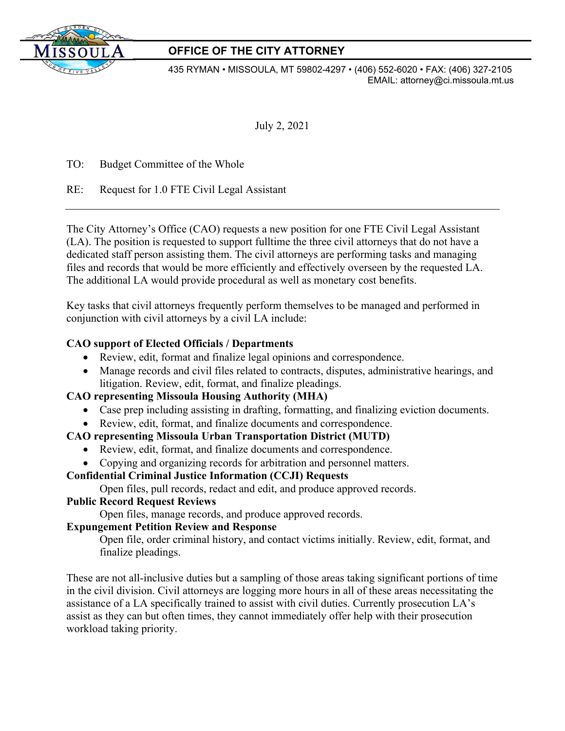**OFFICE OF THE CITY ATTORNEY**

435 RYMAN • MISSOULA, MT 59802-4297 • (406) 552-6020 • FAX: (406) 327-2105
EMAIL: attorney@ci.missoula.mt.us

July 2, 2021

TO: Budget Committee of the Whole

RE: Request for 1.0 FTE Civil Legal Assistant

---

The City Attorney's Office (CAO) requests a new position for one FTE Civil Legal Assistant (LA). The position is requested to support fulltime the three civil attorneys that do not have a dedicated staff person assisting them. The civil attorneys are performing tasks and managing files and records that would be more efficiently and effectively overseen by the requested LA. The additional LA would provide procedural as well as monetary cost benefits.

Key tasks that civil attorneys frequently perform themselves to be managed and performed in conjunction with civil attorneys by a civil LA include:

**CAO support of Elected Officials / Departments**

- Review, edit, format and finalize legal opinions and correspondence.
- Manage records and civil files related to contracts, disputes, administrative hearings, and litigation. Review, edit, format, and finalize pleadings.

**CAO representing Missoula Housing Authority (MHA)**

- Case prep including assisting in drafting, formatting, and finalizing eviction documents.
- Review, edit, format, and finalize documents and correspondence.

**CAO representing Missoula Urban Transportation District (MUTD)**

- Review, edit, format, and finalize documents and correspondence.
- Copying and organizing records for arbitration and personnel matters.

**Confidential Criminal Justice Information (CCJI) Requests**

Open files, pull records, redact and edit, and produce approved records.

**Public Record Request Reviews**

Open files, manage records, and produce approved records.

**Expungement Petition Review and Response**

Open file, order criminal history, and contact victims initially. Review, edit, format, and finalize pleadings.

These are not all-inclusive duties but a sampling of those areas taking significant portions of time in the civil division. Civil attorneys are logging more hours in all of these areas necessitating the assistance of a LA specifically trained to assist with civil duties. Currently prosecution LA's assist as they can but often times, they cannot immediately offer help with their prosecution workload taking priority.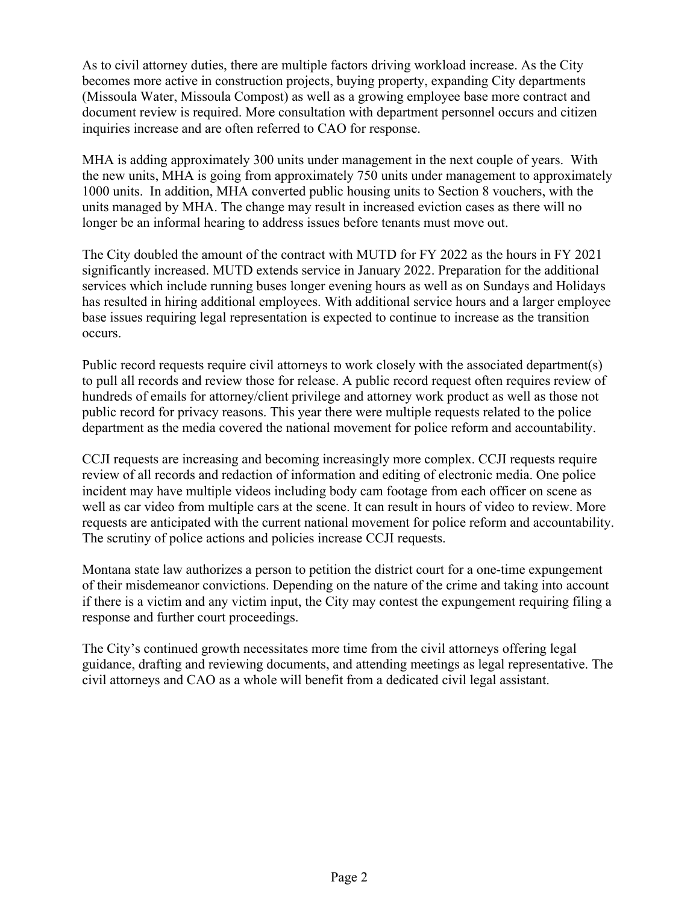As to civil attorney duties, there are multiple factors driving workload increase. As the City becomes more active in construction projects, buying property, expanding City departments (Missoula Water, Missoula Compost) as well as a growing employee base more contract and document review is required. More consultation with department personnel occurs and citizen inquiries increase and are often referred to CAO for response.

MHA is adding approximately 300 units under management in the next couple of years. With the new units, MHA is going from approximately 750 units under management to approximately 1000 units. In addition, MHA converted public housing units to Section 8 vouchers, with the units managed by MHA. The change may result in increased eviction cases as there will no longer be an informal hearing to address issues before tenants must move out.

The City doubled the amount of the contract with MUTD for FY 2022 as the hours in FY 2021 significantly increased. MUTD extends service in January 2022. Preparation for the additional services which include running buses longer evening hours as well as on Sundays and Holidays has resulted in hiring additional employees. With additional service hours and a larger employee base issues requiring legal representation is expected to continue to increase as the transition occurs.

Public record requests require civil attorneys to work closely with the associated department(s) to pull all records and review those for release. A public record request often requires review of hundreds of emails for attorney/client privilege and attorney work product as well as those not public record for privacy reasons. This year there were multiple requests related to the police department as the media covered the national movement for police reform and accountability.

CCJI requests are increasing and becoming increasingly more complex. CCJI requests require review of all records and redaction of information and editing of electronic media. One police incident may have multiple videos including body cam footage from each officer on scene as well as car video from multiple cars at the scene. It can result in hours of video to review. More requests are anticipated with the current national movement for police reform and accountability. The scrutiny of police actions and policies increase CCJI requests.

Montana state law authorizes a person to petition the district court for a one-time expungement of their misdemeanor convictions. Depending on the nature of the crime and taking into account if there is a victim and any victim input, the City may contest the expungement requiring filing a response and further court proceedings.

The City's continued growth necessitates more time from the civil attorneys offering legal guidance, drafting and reviewing documents, and attending meetings as legal representative. The civil attorneys and CAO as a whole will benefit from a dedicated civil legal assistant.